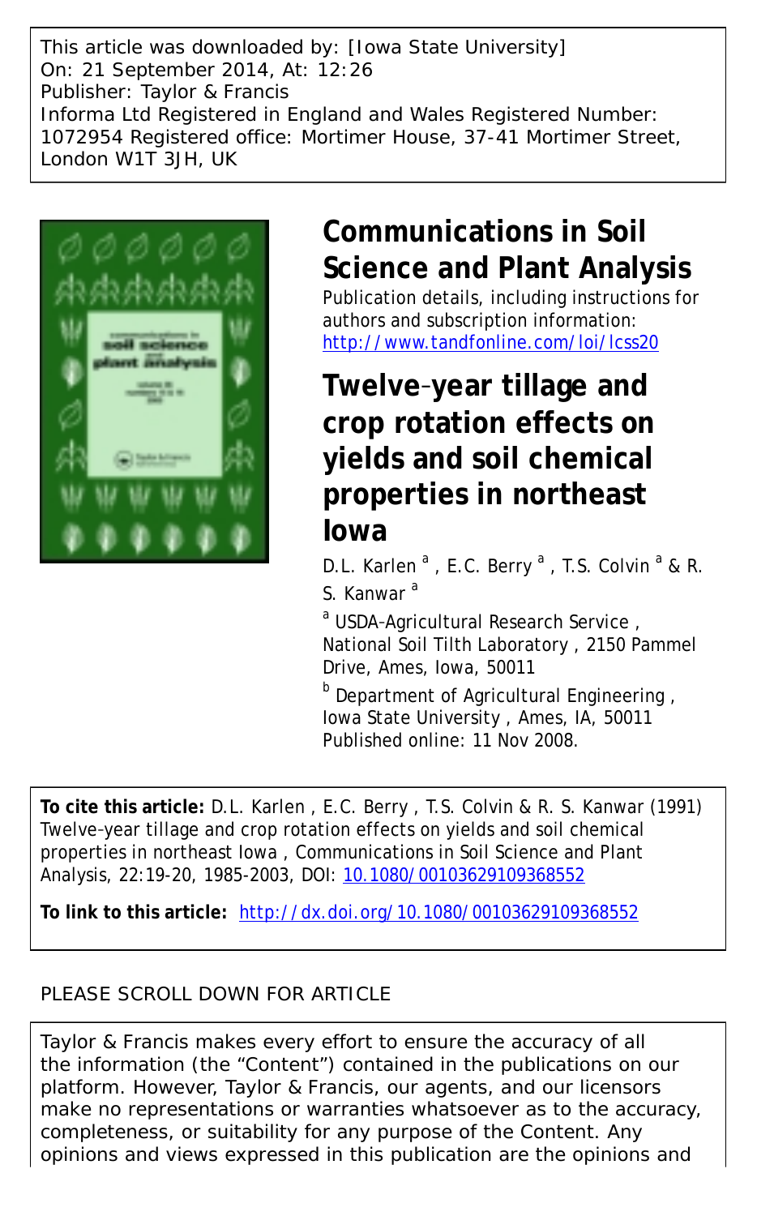This article was downloaded by: [Iowa State University]
On: 21 September 2014, At: 12:26
Publisher: Taylor & Francis
Informa Ltd Registered in England and Wales Registered Number: 1072954 Registered office: Mortimer House, 37-41 Mortimer Street, London W1T 3JH, UK

# Communications in Soil Science and Plant Analysis

Publication details, including instructions for authors and subscription information:
http://www.tandfonline.com/loi/lcss20

# Twelve‐year tillage and crop rotation effects on yields and soil chemical properties in northeast Iowa

D.L. Karlen [a] , E.C. Berry [a] , T.S. Colvin [a] & R. S. Kanwar [a]

[a] USDA‐Agricultural Research Service , National Soil Tilth Laboratory , 2150 Pammel Drive, Ames, Iowa, 50011

[b] Department of Agricultural Engineering , Iowa State University , Ames, IA, 50011

Published online: 11 Nov 2008.

**To cite this article:** D.L. Karlen , E.C. Berry , T.S. Colvin & R. S. Kanwar (1991) Twelve‐year tillage and crop rotation effects on yields and soil chemical properties in northeast Iowa , Communications in Soil Science and Plant Analysis, 22:19-20, 1985-2003, DOI: 10.1080/00103629109368552

**To link to this article:** http://dx.doi.org/10.1080/00103629109368552

PLEASE SCROLL DOWN FOR ARTICLE

Taylor & Francis makes every effort to ensure the accuracy of all the information (the "Content") contained in the publications on our platform. However, Taylor & Francis, our agents, and our licensors make no representations or warranties whatsoever as to the accuracy, completeness, or suitability for any purpose of the Content. Any opinions and views expressed in this publication are the opinions and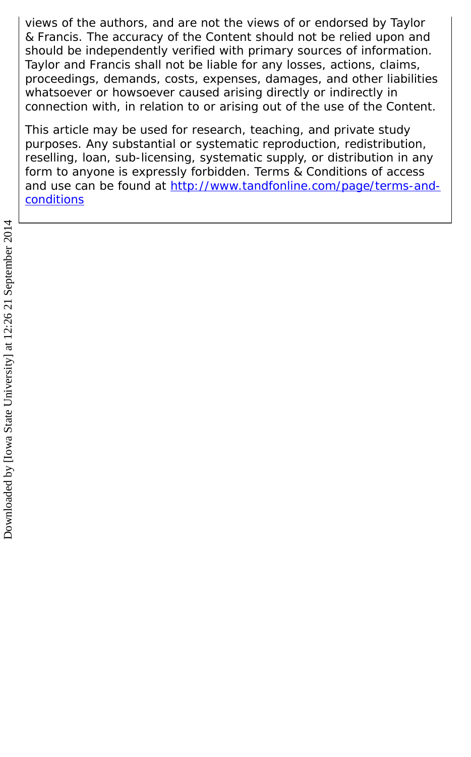views of the authors, and are not the views of or endorsed by Taylor & Francis. The accuracy of the Content should not be relied upon and should be independently verified with primary sources of information. Taylor and Francis shall not be liable for any losses, actions, claims, proceedings, demands, costs, expenses, damages, and other liabilities whatsoever or howsoever caused arising directly or indirectly in connection with, in relation to or arising out of the use of the Content.

This article may be used for research, teaching, and private study purposes. Any substantial or systematic reproduction, redistribution, reselling, loan, sub-licensing, systematic supply, or distribution in any form to anyone is expressly forbidden. Terms & Conditions of access and use can be found at http://www.tandfonline.com/page/terms-and-conditions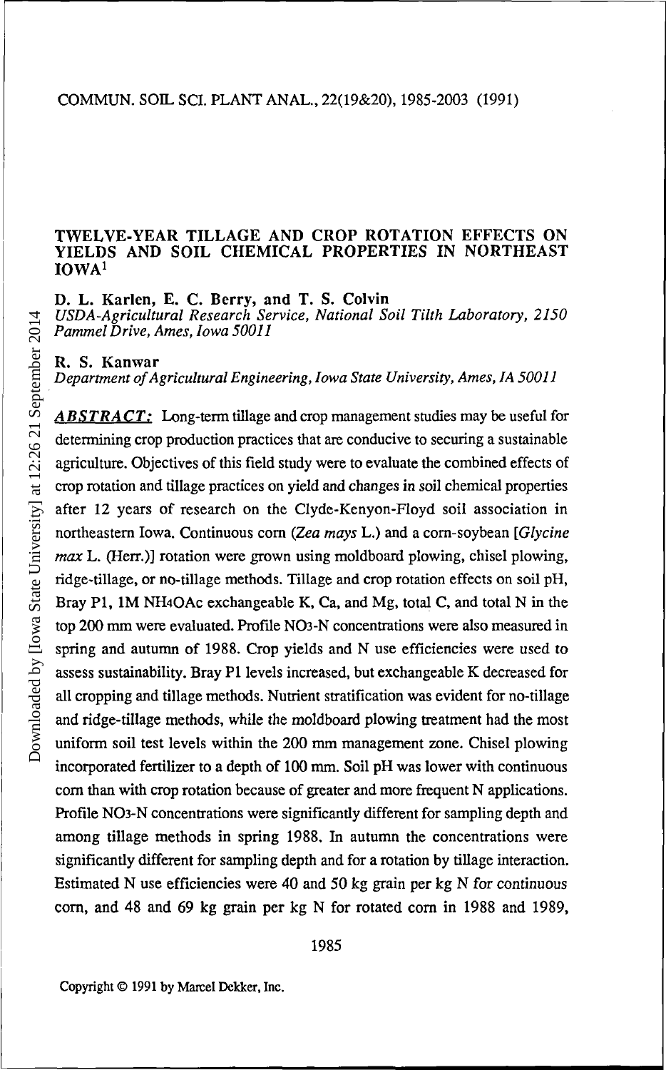# TWELVE-YEAR TILLAGE AND CROP ROTATION EFFECTS ON YIELDS AND SOIL CHEMICAL PROPERTIES IN NORTHEAST IOWA[1]

**D. L. Karlen, E. C. Berry, and T. S. Colvin**

*USDA-Agricultural Research Service, National Soil Tilth Laboratory, 2150 Pammel Drive, Ames, Iowa 50011*

**R. S. Kanwar**

*Department of Agricultural Engineering, Iowa State University, Ames, IA 50011*

***ABSTRACT:*** Long-term tillage and crop management studies may be useful for determining crop production practices that are conducive to securing a sustainable agriculture. Objectives of this field study were to evaluate the combined effects of crop rotation and tillage practices on yield and changes in soil chemical properties after 12 years of research on the Clyde-Kenyon-Floyd soil association in northeastern Iowa. Continuous corn (*Zea mays* L.) and a corn-soybean [*Glycine max* L. (Herr.)] rotation were grown using moldboard plowing, chisel plowing, ridge-tillage, or no-tillage methods. Tillage and crop rotation effects on soil pH, Bray P1, 1M $NH_4OAc$ exchangeable K, Ca, and Mg, total C, and total N in the top 200 mm were evaluated. Profile $NO_3$-N concentrations were also measured in spring and autumn of 1988. Crop yields and N use efficiencies were used to assess sustainability. Bray P1 levels increased, but exchangeable K decreased for all cropping and tillage methods. Nutrient stratification was evident for no-tillage and ridge-tillage methods, while the moldboard plowing treatment had the most uniform soil test levels within the 200 mm management zone. Chisel plowing incorporated fertilizer to a depth of 100 mm. Soil pH was lower with continuous corn than with crop rotation because of greater and more frequent N applications. Profile $NO_3$-N concentrations were significantly different for sampling depth and among tillage methods in spring 1988. In autumn the concentrations were significantly different for sampling depth and for a rotation by tillage interaction. Estimated N use efficiencies were 40 and 50 kg grain per kg N for continuous corn, and 48 and 69 kg grain per kg N for rotated corn in 1988 and 1989,

Copyright © 1991 by Marcel Dekker, Inc.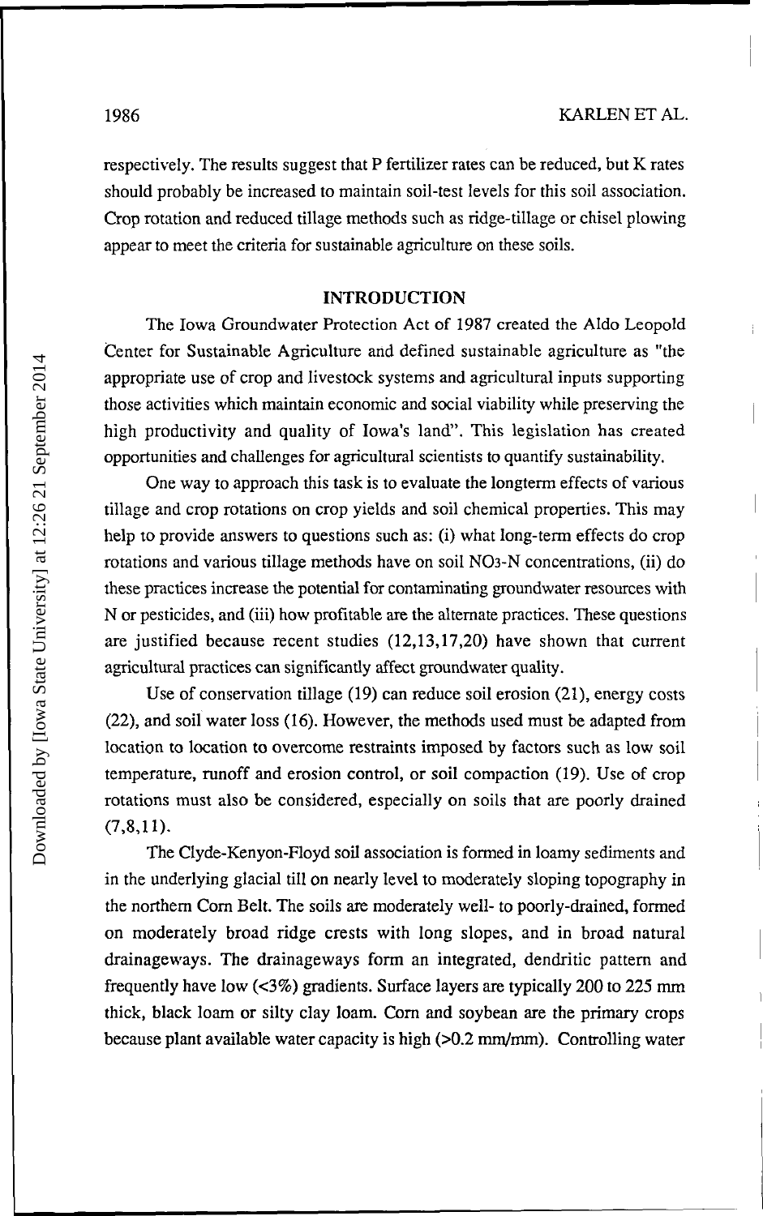respectively. The results suggest that P fertilizer rates can be reduced, but K rates should probably be increased to maintain soil-test levels for this soil association. Crop rotation and reduced tillage methods such as ridge-tillage or chisel plowing appear to meet the criteria for sustainable agriculture on these soils.

## INTRODUCTION

The Iowa Groundwater Protection Act of 1987 created the Aldo Leopold Center for Sustainable Agriculture and defined sustainable agriculture as "the appropriate use of crop and livestock systems and agricultural inputs supporting those activities which maintain economic and social viability while preserving the high productivity and quality of Iowa's land". This legislation has created opportunities and challenges for agricultural scientists to quantify sustainability.

One way to approach this task is to evaluate the longterm effects of various tillage and crop rotations on crop yields and soil chemical properties. This may help to provide answers to questions such as: (i) what long-term effects do crop rotations and various tillage methods have on soil $NO_3$-N concentrations, (ii) do these practices increase the potential for contaminating groundwater resources with N or pesticides, and (iii) how profitable are the alternate practices. These questions are justified because recent studies (12,13,17,20) have shown that current agricultural practices can significantly affect groundwater quality.

Use of conservation tillage (19) can reduce soil erosion (21), energy costs (22), and soil water loss (16). However, the methods used must be adapted from location to location to overcome restraints imposed by factors such as low soil temperature, runoff and erosion control, or soil compaction (19). Use of crop rotations must also be considered, especially on soils that are poorly drained (7,8,11).

The Clyde-Kenyon-Floyd soil association is formed in loamy sediments and in the underlying glacial till on nearly level to moderately sloping topography in the northern Corn Belt. The soils are moderately well- to poorly-drained, formed on moderately broad ridge crests with long slopes, and in broad natural drainageways. The drainageways form an integrated, dendritic pattern and frequently have low (<3%) gradients. Surface layers are typically 200 to 225 mm thick, black loam or silty clay loam. Corn and soybean are the primary crops because plant available water capacity is high (>0.2 mm/mm). Controlling water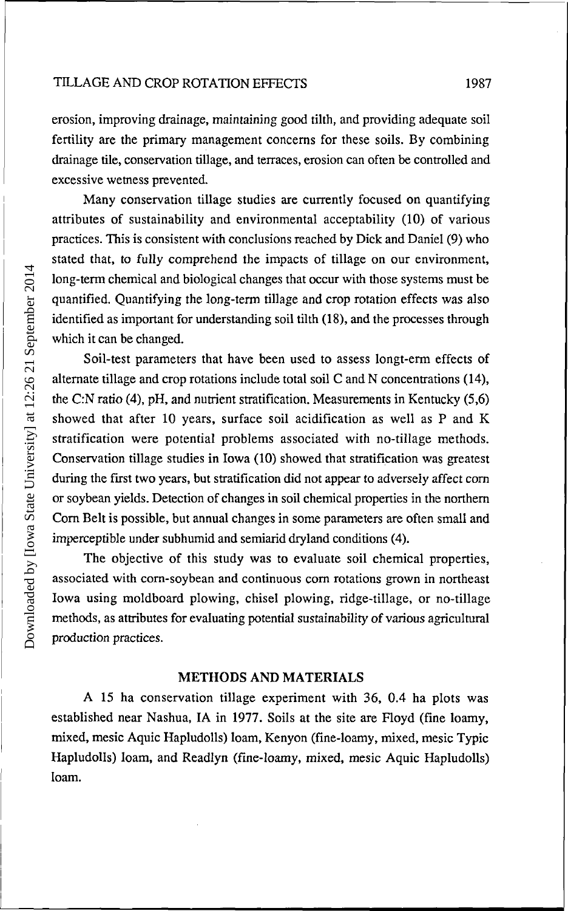erosion, improving drainage, maintaining good tilth, and providing adequate soil fertility are the primary management concerns for these soils. By combining drainage tile, conservation tillage, and terraces, erosion can often be controlled and excessive wetness prevented.

Many conservation tillage studies are currently focused on quantifying attributes of sustainability and environmental acceptability (10) of various practices. This is consistent with conclusions reached by Dick and Daniel (9) who stated that, to fully comprehend the impacts of tillage on our environment, long-term chemical and biological changes that occur with those systems must be quantified. Quantifying the long-term tillage and crop rotation effects was also identified as important for understanding soil tilth (18), and the processes through which it can be changed.

Soil-test parameters that have been used to assess longt-erm effects of alternate tillage and crop rotations include total soil C and N concentrations (14), the C:N ratio (4), pH, and nutrient stratification. Measurements in Kentucky (5,6) showed that after 10 years, surface soil acidification as well as P and K stratification were potential problems associated with no-tillage methods. Conservation tillage studies in Iowa (10) showed that stratification was greatest during the first two years, but stratification did not appear to adversely affect corn or soybean yields. Detection of changes in soil chemical properties in the northern Corn Belt is possible, but annual changes in some parameters are often small and imperceptible under subhumid and semiarid dryland conditions (4).

The objective of this study was to evaluate soil chemical properties, associated with corn-soybean and continuous corn rotations grown in northeast Iowa using moldboard plowing, chisel plowing, ridge-tillage, or no-tillage methods, as attributes for evaluating potential sustainability of various agricultural production practices.

## METHODS AND MATERIALS

A 15 ha conservation tillage experiment with 36, 0.4 ha plots was established near Nashua, IA in 1977. Soils at the site are Floyd (fine loamy, mixed, mesic Aquic Hapludolls) loam, Kenyon (fine-loamy, mixed, mesic Typic Hapludolls) loam, and Readlyn (fine-loamy, mixed, mesic Aquic Hapludolls) loam.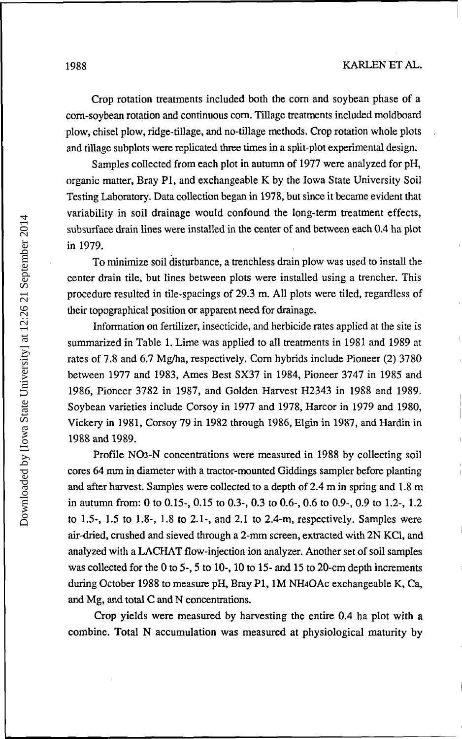Crop rotation treatments included both the corn and soybean phase of a corn-soybean rotation and continuous corn. Tillage treatments included moldboard plow, chisel plow, ridge-tillage, and no-tillage methods. Crop rotation whole plots and tillage subplots were replicated three times in a split-plot experimental design.

Samples collected from each plot in autumn of 1977 were analyzed for pH, organic matter, Bray P1, and exchangeable K by the Iowa State University Soil Testing Laboratory. Data collection began in 1978, but since it became evident that variability in soil drainage would confound the long-term treatment effects, subsurface drain lines were installed in the center of and between each 0.4 ha plot in 1979.

To minimize soil disturbance, a trenchless drain plow was used to install the center drain tile, but lines between plots were installed using a trencher. This procedure resulted in tile-spacings of 29.3 m. All plots were tiled, regardless of their topographical position or apparent need for drainage.

Information on fertilizer, insecticide, and herbicide rates applied at the site is summarized in Table 1. Lime was applied to all treatments in 1981 and 1989 at rates of 7.8 and 6.7 Mg/ha, respectively. Corn hybrids include Pioneer (2) 3780 between 1977 and 1983, Ames Best SX37 in 1984, Pioneer 3747 in 1985 and 1986, Pioneer 3782 in 1987, and Golden Harvest H2343 in 1988 and 1989. Soybean varieties include Corsoy in 1977 and 1978, Harcor in 1979 and 1980, Vickery in 1981, Corsoy 79 in 1982 through 1986, Elgin in 1987, and Hardin in 1988 and 1989.

Profile $NO_3$-N concentrations were measured in 1988 by collecting soil cores 64 mm in diameter with a tractor-mounted Giddings sampler before planting and after harvest. Samples were collected to a depth of 2.4 m in spring and 1.8 m in autumn from: 0 to 0.15-, 0.15 to 0.3-, 0.3 to 0.6-, 0.6 to 0.9-, 0.9 to 1.2-, 1.2 to 1.5-, 1.5 to 1.8-, 1.8 to 2.1-, and 2.1 to 2.4-m, respectively. Samples were air-dried, crushed and sieved through a 2-mm screen, extracted with 2N KCl, and analyzed with a LACHAT flow-injection ion analyzer. Another set of soil samples was collected for the 0 to 5-, 5 to 10-, 10 to 15- and 15 to 20-cm depth increments during October 1988 to measure pH, Bray P1, 1M $NH_4OAc$ exchangeable K, Ca, and Mg, and total C and N concentrations.

Crop yields were measured by harvesting the entire 0.4 ha plot with a combine. Total N accumulation was measured at physiological maturity by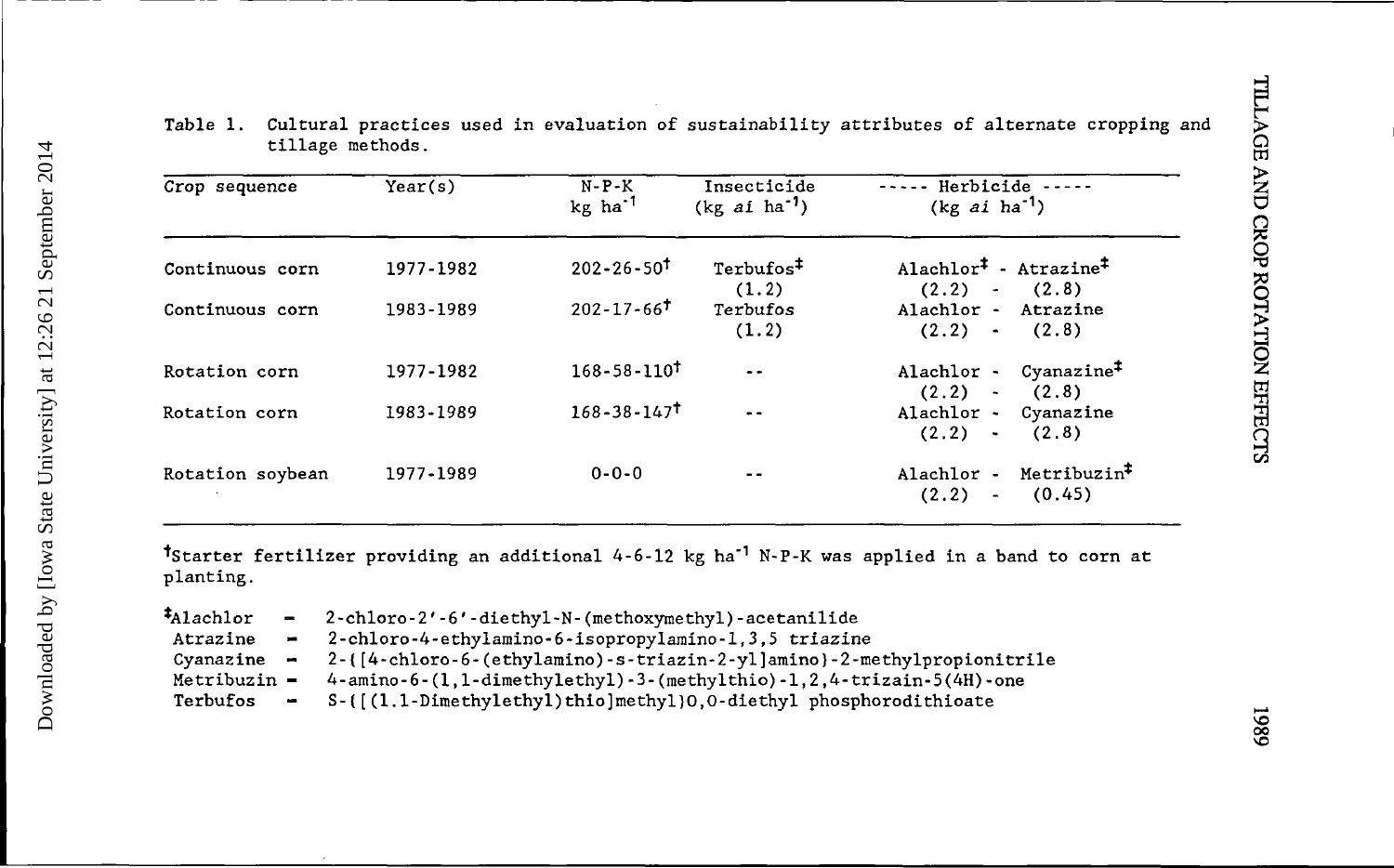Table 1. Cultural practices used in evaluation of sustainability attributes of alternate cropping and tillage methods.

| Crop sequence | Year(s) | N-P-K kg ha$^{-1}$ | Insecticide (kg *ai* ha$^{-1}$) | ----- Herbicide ----- (kg *ai* ha$^{-1}$) |
|---|---|---|---|---|
| Continuous corn | 1977-1982 | 202-26-50[†] | Terbufos[‡] (1.2) | Alachlor[‡] - Atrazine[‡] (2.2) - (2.8) |
| Continuous corn | 1983-1989 | 202-17-66[†] | Terbufos (1.2) | Alachlor - Atrazine (2.2) - (2.8) |
| Rotation corn | 1977-1982 | 168-58-110[†] | -- | Alachlor - Cyanazine[‡] (2.2) - (2.8) |
| Rotation corn | 1983-1989 | 168-38-147[†] | -- | Alachlor - Cyanazine (2.2) - (2.8) |
| Rotation soybean | 1977-1989 | 0-0-0 | -- | Alachlor - Metribuzin[‡] (2.2) - (0.45) |

[†]Starter fertilizer providing an additional 4-6-12 kg ha$^{-1}$ N-P-K was applied in a band to corn at planting.

[‡]Alachlor - 2-chloro-2'-6'-diethyl-N-(methoxymethyl)-acetanilide
Atrazine - 2-chloro-4-ethylamino-6-isopropylamino-1,3,5 triazine
Cyanazine - 2-{[4-chloro-6-(ethylamino)-s-triazin-2-yl]amino}-2-methylpropionitrile
Metribuzin - 4-amino-6-(1,1-dimethylethyl)-3-(methylthio)-1,2,4-trizain-5(4H)-one
Terbufos - S-{[(1.1-Dimethylethyl)thio]methyl}O,O-diethyl phosphorodithioate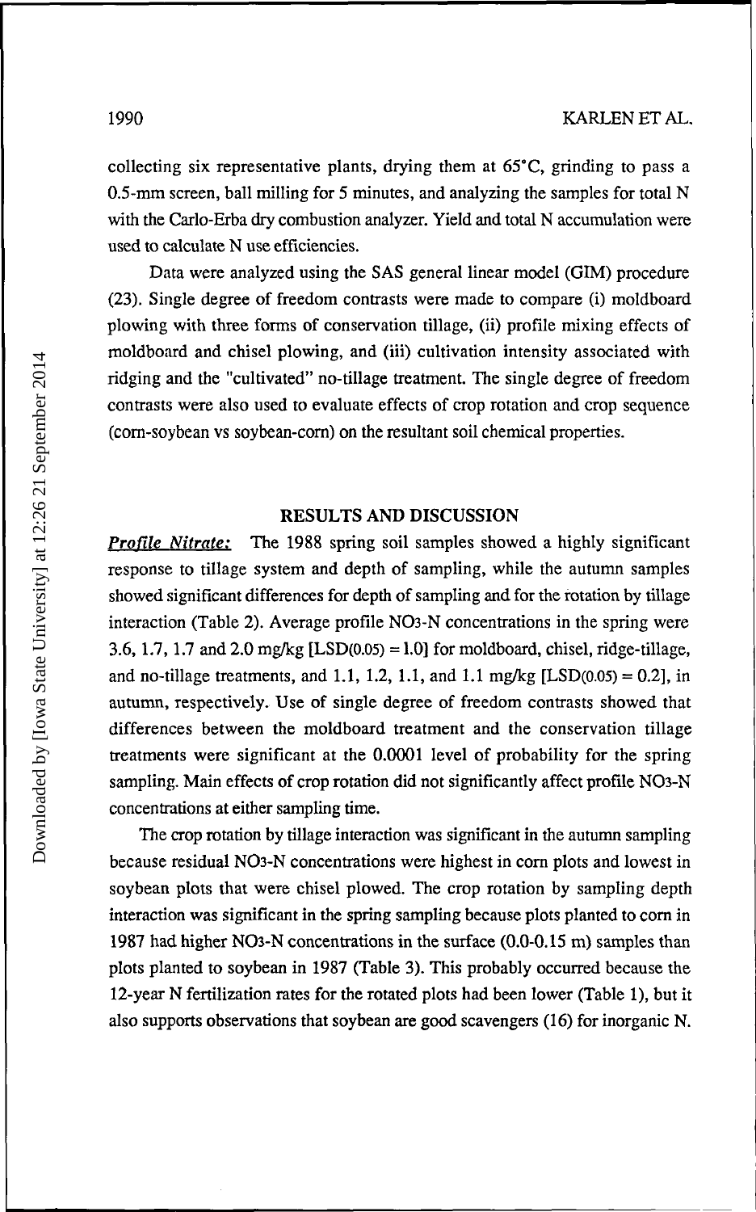collecting six representative plants, drying them at 65°C, grinding to pass a 0.5-mm screen, ball milling for 5 minutes, and analyzing the samples for total N with the Carlo-Erba dry combustion analyzer. Yield and total N accumulation were used to calculate N use efficiencies.

Data were analyzed using the SAS general linear model (GlM) procedure (23). Single degree of freedom contrasts were made to compare (i) moldboard plowing with three forms of conservation tillage, (ii) profile mixing effects of moldboard and chisel plowing, and (iii) cultivation intensity associated with ridging and the "cultivated" no-tillage treatment. The single degree of freedom contrasts were also used to evaluate effects of crop rotation and crop sequence (corn-soybean vs soybean-corn) on the resultant soil chemical properties.

## RESULTS AND DISCUSSION

***Profile Nitrate:*** The 1988 spring soil samples showed a highly significant response to tillage system and depth of sampling, while the autumn samples showed significant differences for depth of sampling and for the rotation by tillage interaction (Table 2). Average profile $NO_3$-N concentrations in the spring were 3.6, 1.7, 1.7 and 2.0 mg/kg [$LSD_{(0.05)} = 1.0$] for moldboard, chisel, ridge-tillage, and no-tillage treatments, and 1.1, 1.2, 1.1, and 1.1 mg/kg [$LSD_{(0.05)} = 0.2$], in autumn, respectively. Use of single degree of freedom contrasts showed that differences between the moldboard treatment and the conservation tillage treatments were significant at the 0.0001 level of probability for the spring sampling. Main effects of crop rotation did not significantly affect profile $NO_3$-N concentrations at either sampling time.

The crop rotation by tillage interaction was significant in the autumn sampling because residual $NO_3$-N concentrations were highest in corn plots and lowest in soybean plots that were chisel plowed. The crop rotation by sampling depth interaction was significant in the spring sampling because plots planted to corn in 1987 had higher $NO_3$-N concentrations in the surface (0.0-0.15 m) samples than plots planted to soybean in 1987 (Table 3). This probably occurred because the 12-year N fertilization rates for the rotated plots had been lower (Table 1), but it also supports observations that soybean are good scavengers (16) for inorganic N.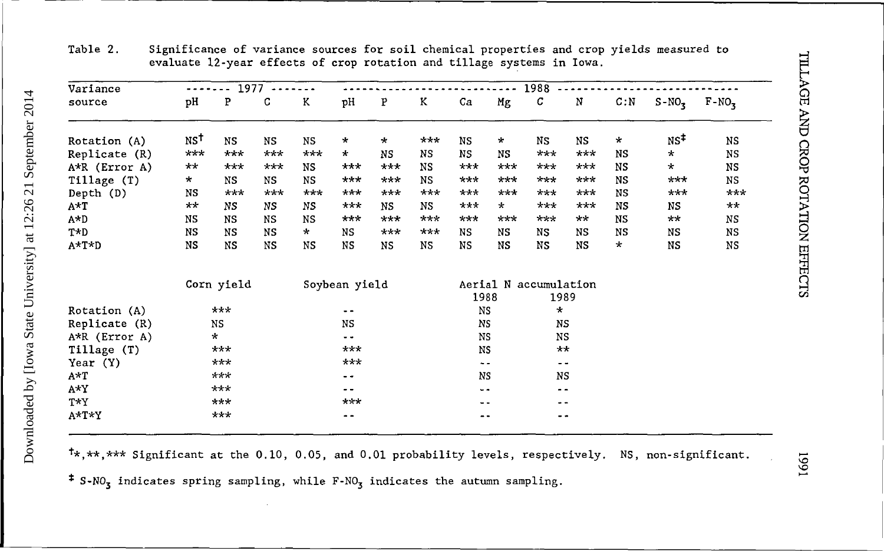Table 2. Significance of variance sources for soil chemical properties and crop yields measured to evaluate 12-year effects of crop rotation and tillage systems in Iowa.

| Variance source | 1977 | | | | 1988 | | | | | | | | | |
|---|---|---|---|---|---|---|---|---|---|---|---|---|---|---|
| | pH | P | C | K | pH | P | K | Ca | Mg | C | N | C:N | $S\text{-}NO_3$ | $F\text{-}NO_3$ |
| Rotation (A) | NS[†] | NS | NS | NS | * | * | *** | NS | * | NS | NS | * | NS[‡] | NS |
| Replicate (R) | *** | *** | *** | *** | * | NS | NS | NS | NS | *** | *** | NS | * | NS |
| A*R (Error A) | ** | *** | *** | NS | *** | *** | NS | *** | *** | *** | *** | NS | * | NS |
| Tillage (T) | * | NS | NS | NS | *** | *** | NS | *** | *** | *** | *** | NS | *** | NS |
| Depth (D) | NS | *** | *** | *** | *** | *** | *** | *** | *** | *** | *** | NS | *** | *** |
| A*T | ** | NS | NS | NS | *** | NS | NS | *** | * | *** | *** | NS | NS | ** |
| A*D | NS | NS | NS | NS | *** | *** | *** | *** | *** | *** | ** | NS | ** | NS |
| T*D | NS | NS | NS | * | NS | *** | *** | NS | NS | NS | NS | NS | NS | NS |
| A*T*D | NS | NS | NS | NS | NS | NS | NS | NS | NS | NS | NS | * | NS | NS |

| | Corn yield | Soybean yield | Aerial N accumulation 1988 | Aerial N accumulation 1989 |
|---|---|---|---|---|
| Rotation (A) | *** | -- | NS | * |
| Replicate (R) | NS | NS | NS | NS |
| A*R (Error A) | * | -- | NS | NS |
| Tillage (T) | *** | *** | NS | ** |
| Year (Y) | *** | *** | -- | -- |
| A*T | *** | -- | NS | NS |
| A*Y | *** | -- | -- | -- |
| T*Y | *** | *** | -- | -- |
| A*T*Y | *** | -- | -- | -- |

[†]*,**,*** Significant at the 0.10, 0.05, and 0.01 probability levels, respectively. NS, non-significant.

[‡] $S\text{-}NO_3$ indicates spring sampling, while $F\text{-}NO_3$ indicates the autumn sampling.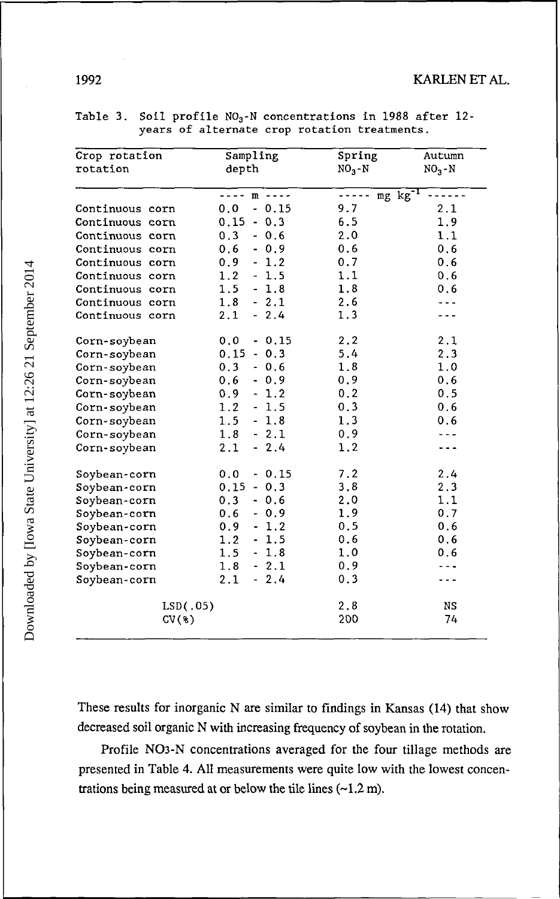Table 3. Soil profile $NO_3$-N concentrations in 1988 after 12-years of alternate crop rotation treatments.

| Crop rotation rotation | Sampling depth | Spring $NO_3$-N | Autumn $NO_3$-N |
|---|---|---|---|
| | ---- m ---- | ----- mg $kg^{-1}$ ------ | |
| Continuous corn | 0.0 - 0.15 | 9.7 | 2.1 |
| Continuous corn | 0.15 - 0.3 | 6.5 | 1.9 |
| Continuous corn | 0.3 - 0.6 | 2.0 | 1.1 |
| Continuous corn | 0.6 - 0.9 | 0.6 | 0.6 |
| Continuous corn | 0.9 - 1.2 | 0.7 | 0.6 |
| Continuous corn | 1.2 - 1.5 | 1.1 | 0.6 |
| Continuous corn | 1.5 - 1.8 | 1.8 | 0.6 |
| Continuous corn | 1.8 - 2.1 | 2.6 | --- |
| Continuous corn | 2.1 - 2.4 | 1.3 | --- |
| Corn-soybean | 0.0 - 0.15 | 2.2 | 2.1 |
| Corn-soybean | 0.15 - 0.3 | 5.4 | 2.3 |
| Corn-soybean | 0.3 - 0.6 | 1.8 | 1.0 |
| Corn-soybean | 0.6 - 0.9 | 0.9 | 0.6 |
| Corn-soybean | 0.9 - 1.2 | 0.2 | 0.5 |
| Corn-soybean | 1.2 - 1.5 | 0.3 | 0.6 |
| Corn-soybean | 1.5 - 1.8 | 1.3 | 0.6 |
| Corn-soybean | 1.8 - 2.1 | 0.9 | --- |
| Corn-soybean | 2.1 - 2.4 | 1.2 | --- |
| Soybean-corn | 0.0 - 0.15 | 7.2 | 2.4 |
| Soybean-corn | 0.15 - 0.3 | 3.8 | 2.3 |
| Soybean-corn | 0.3 - 0.6 | 2.0 | 1.1 |
| Soybean-corn | 0.6 - 0.9 | 1.9 | 0.7 |
| Soybean-corn | 0.9 - 1.2 | 0.5 | 0.6 |
| Soybean-corn | 1.2 - 1.5 | 0.6 | 0.6 |
| Soybean-corn | 1.5 - 1.8 | 1.0 | 0.6 |
| Soybean-corn | 1.8 - 2.1 | 0.9 | --- |
| Soybean-corn | 2.1 - 2.4 | 0.3 | --- |
| LSD(.05) | | 2.8 | NS |
| CV(%) | | 200 | 74 |

These results for inorganic N are similar to findings in Kansas (14) that show decreased soil organic N with increasing frequency of soybean in the rotation.

Profile $NO_3$-N concentrations averaged for the four tillage methods are presented in Table 4. All measurements were quite low with the lowest concentrations being measured at or below the tile lines (~1.2 m).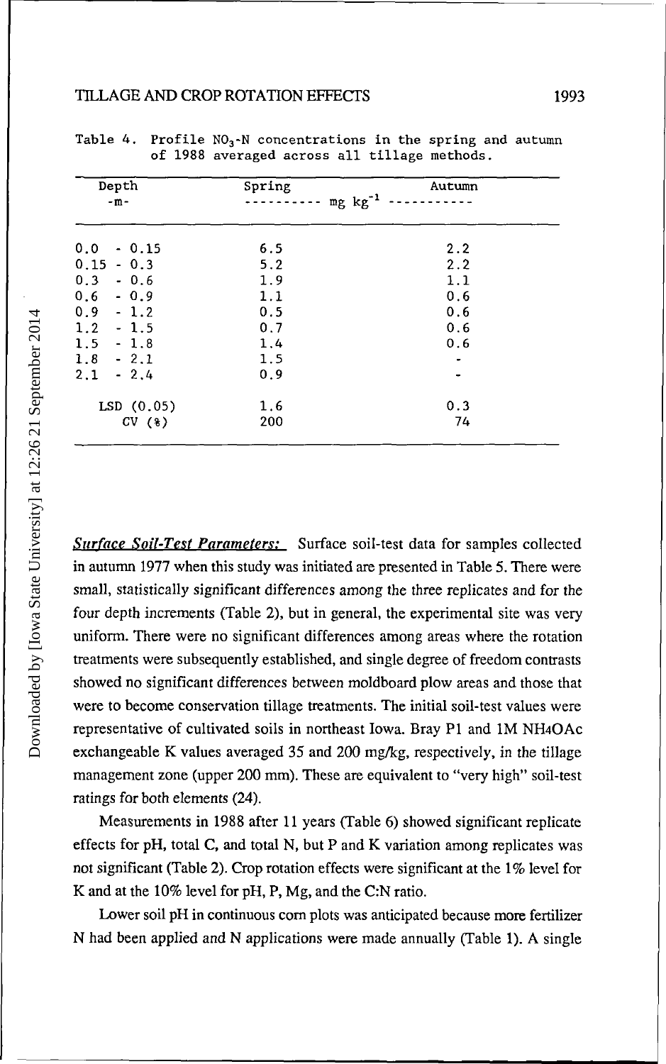Table 4. Profile $NO_3$-N concentrations in the spring and autumn of 1988 averaged across all tillage methods.

| Depth -m- | Spring | Autumn |
|---|---|---|
| | ---------- mg $kg^{-1}$ ---------- | |
| 0.0 - 0.15 | 6.5 | 2.2 |
| 0.15 - 0.3 | 5.2 | 2.2 |
| 0.3 - 0.6 | 1.9 | 1.1 |
| 0.6 - 0.9 | 1.1 | 0.6 |
| 0.9 - 1.2 | 0.5 | 0.6 |
| 1.2 - 1.5 | 0.7 | 0.6 |
| 1.5 - 1.8 | 1.4 | 0.6 |
| 1.8 - 2.1 | 1.5 | - |
| 2.1 - 2.4 | 0.9 | - |
| LSD (0.05) | 1.6 | 0.3 |
| CV (%) | 200 | 74 |

***Surface Soil-Test Parameters:*** Surface soil-test data for samples collected in autumn 1977 when this study was initiated are presented in Table 5. There were small, statistically significant differences among the three replicates and for the four depth increments (Table 2), but in general, the experimental site was very uniform. There were no significant differences among areas where the rotation treatments were subsequently established, and single degree of freedom contrasts showed no significant differences between moldboard plow areas and those that were to become conservation tillage treatments. The initial soil-test values were representative of cultivated soils in northeast Iowa. Bray P1 and 1M $NH_4OAc$ exchangeable K values averaged 35 and 200 mg/kg, respectively, in the tillage management zone (upper 200 mm). These are equivalent to "very high" soil-test ratings for both elements (24).

Measurements in 1988 after 11 years (Table 6) showed significant replicate effects for pH, total C, and total N, but P and K variation among replicates was not significant (Table 2). Crop rotation effects were significant at the 1% level for K and at the 10% level for pH, P, Mg, and the C:N ratio.

Lower soil pH in continuous corn plots was anticipated because more fertilizer N had been applied and N applications were made annually (Table 1). A single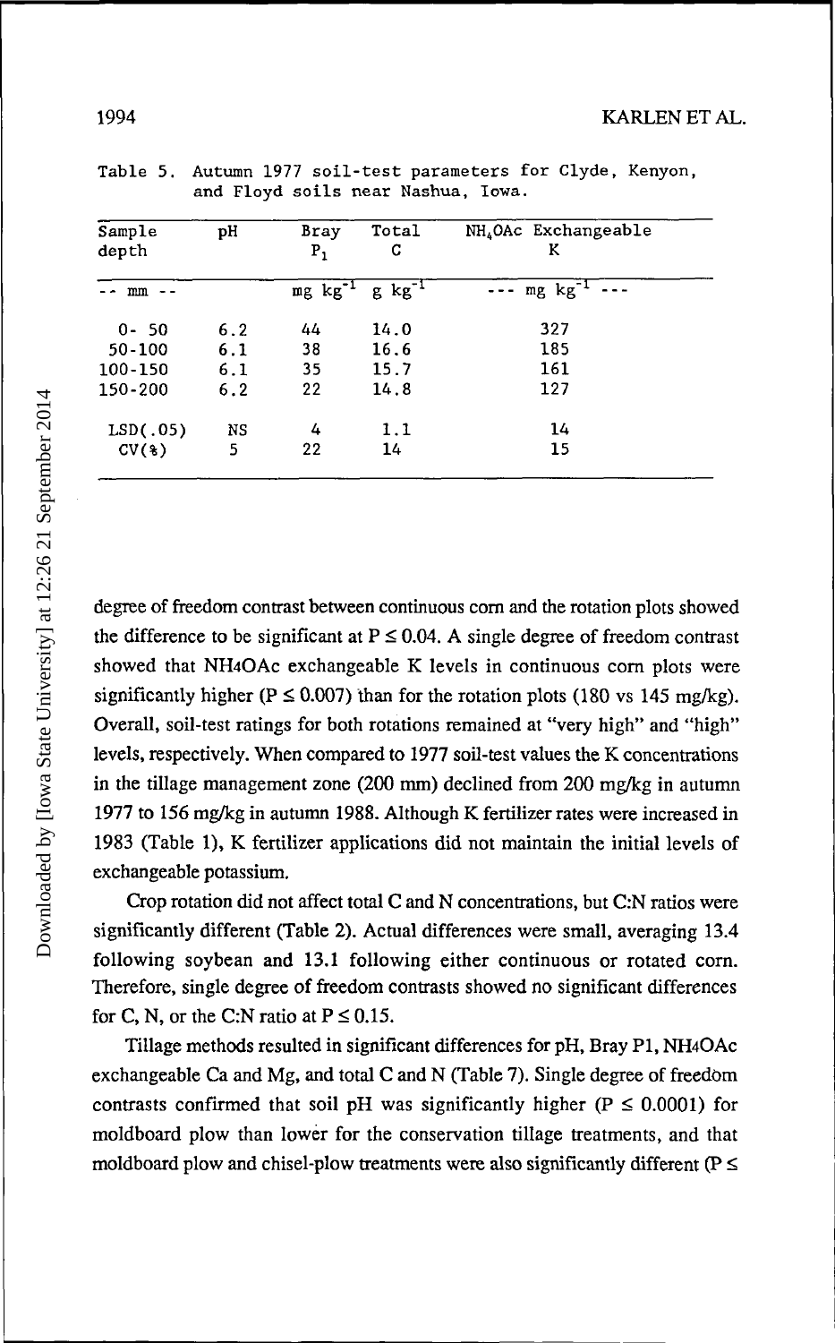Table 5. Autumn 1977 soil-test parameters for Clyde, Kenyon, and Floyd soils near Nashua, Iowa.

| Sample depth | pH | Bray $P_1$ | Total C | $NH_4OAc$ Exchangeable K |
|---|---|---|---|---|
| -- mm -- | | mg $kg^{-1}$ | g $kg^{-1}$ | --- mg $kg^{-1}$ --- |
| 0- 50 | 6.2 | 44 | 14.0 | 327 |
| 50-100 | 6.1 | 38 | 16.6 | 185 |
| 100-150 | 6.1 | 35 | 15.7 | 161 |
| 150-200 | 6.2 | 22 | 14.8 | 127 |
| LSD(.05) | NS | 4 | 1.1 | 14 |
| CV(%) | 5 | 22 | 14 | 15 |

degree of freedom contrast between continuous corn and the rotation plots showed the difference to be significant at $P \leq 0.04$. A single degree of freedom contrast showed that NH4OAc exchangeable K levels in continuous corn plots were significantly higher ($P \leq 0.007$) than for the rotation plots (180 vs 145 mg/kg). Overall, soil-test ratings for both rotations remained at "very high" and "high" levels, respectively. When compared to 1977 soil-test values the K concentrations in the tillage management zone (200 mm) declined from 200 mg/kg in autumn 1977 to 156 mg/kg in autumn 1988. Although K fertilizer rates were increased in 1983 (Table 1), K fertilizer applications did not maintain the initial levels of exchangeable potassium.

Crop rotation did not affect total C and N concentrations, but C:N ratios were significantly different (Table 2). Actual differences were small, averaging 13.4 following soybean and 13.1 following either continuous or rotated corn. Therefore, single degree of freedom contrasts showed no significant differences for C, N, or the C:N ratio at $P \leq 0.15$.

Tillage methods resulted in significant differences for pH, Bray P1, NH4OAc exchangeable Ca and Mg, and total C and N (Table 7). Single degree of freedom contrasts confirmed that soil pH was significantly higher ($P \leq 0.0001$) for moldboard plow than lower for the conservation tillage treatments, and that moldboard plow and chisel-plow treatments were also significantly different ($P \leq$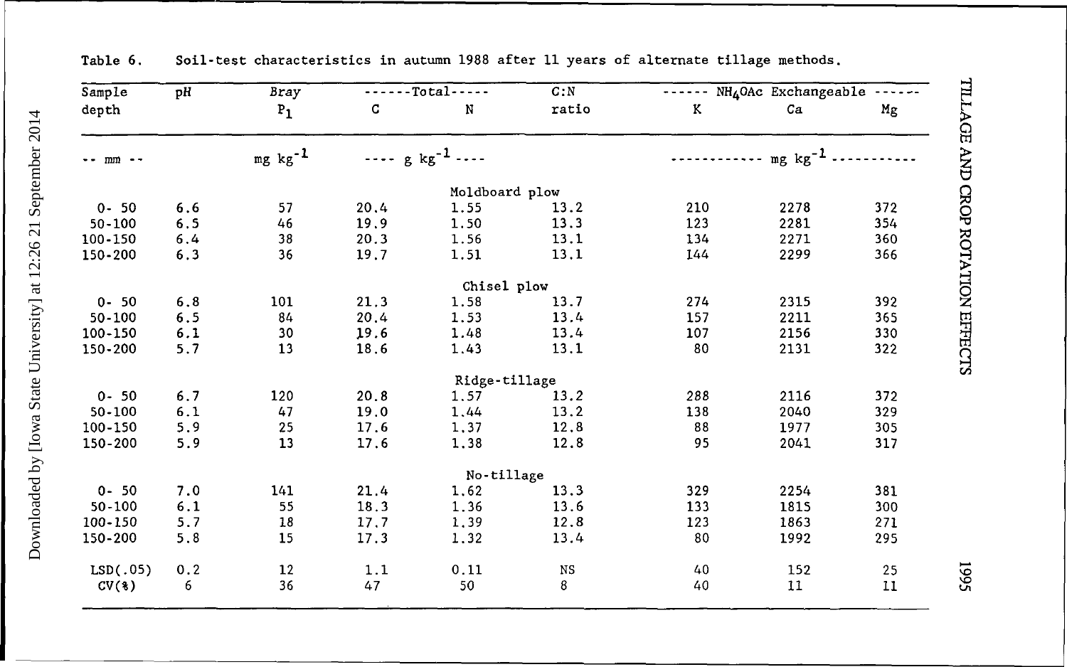Table 6. Soil-test characteristics in autumn 1988 after 11 years of alternate tillage methods.

| Sample depth | pH | Bray $P_1$ | Total C | Total N | C:N ratio | $NH_4OAc$ Exchangeable K | $NH_4OAc$ Exchangeable Ca | $NH_4OAc$ Exchangeable Mg |
|---|---|---|---|---|---|---|---|---|
| -- mm -- | | mg kg$^{-1}$ | g kg$^{-1}$ | g kg$^{-1}$ | | mg kg$^{-1}$ | mg kg$^{-1}$ | mg kg$^{-1}$ |
| | | | | Moldboard plow | | | | |
| 0- 50 | 6.6 | 57 | 20.4 | 1.55 | 13.2 | 210 | 2278 | 372 |
| 50-100 | 6.5 | 46 | 19.9 | 1.50 | 13.3 | 123 | 2281 | 354 |
| 100-150 | 6.4 | 38 | 20.3 | 1.56 | 13.1 | 134 | 2271 | 360 |
| 150-200 | 6.3 | 36 | 19.7 | 1.51 | 13.1 | 144 | 2299 | 366 |
| | | | | Chisel plow | | | | |
| 0- 50 | 6.8 | 101 | 21.3 | 1.58 | 13.7 | 274 | 2315 | 392 |
| 50-100 | 6.5 | 84 | 20.4 | 1.53 | 13.4 | 157 | 2211 | 365 |
| 100-150 | 6.1 | 30 | 19.6 | 1.48 | 13.4 | 107 | 2156 | 330 |
| 150-200 | 5.7 | 13 | 18.6 | 1.43 | 13.1 | 80 | 2131 | 322 |
| | | | | Ridge-tillage | | | | |
| 0- 50 | 6.7 | 120 | 20.8 | 1.57 | 13.2 | 288 | 2116 | 372 |
| 50-100 | 6.1 | 47 | 19.0 | 1.44 | 13.2 | 138 | 2040 | 329 |
| 100-150 | 5.9 | 25 | 17.6 | 1.37 | 12.8 | 88 | 1977 | 305 |
| 150-200 | 5.9 | 13 | 17.6 | 1.38 | 12.8 | 95 | 2041 | 317 |
| | | | | No-tillage | | | | |
| 0- 50 | 7.0 | 141 | 21.4 | 1.62 | 13.3 | 329 | 2254 | 381 |
| 50-100 | 6.1 | 55 | 18.3 | 1.36 | 13.6 | 133 | 1815 | 300 |
| 100-150 | 5.7 | 18 | 17.7 | 1.39 | 12.8 | 123 | 1863 | 271 |
| 150-200 | 5.8 | 15 | 17.3 | 1.32 | 13.4 | 80 | 1992 | 295 |
| LSD(.05) | 0.2 | 12 | 1.1 | 0.11 | NS | 40 | 152 | 25 |
| CV(%) | 6 | 36 | 47 | 50 | 8 | 40 | 11 | 11 |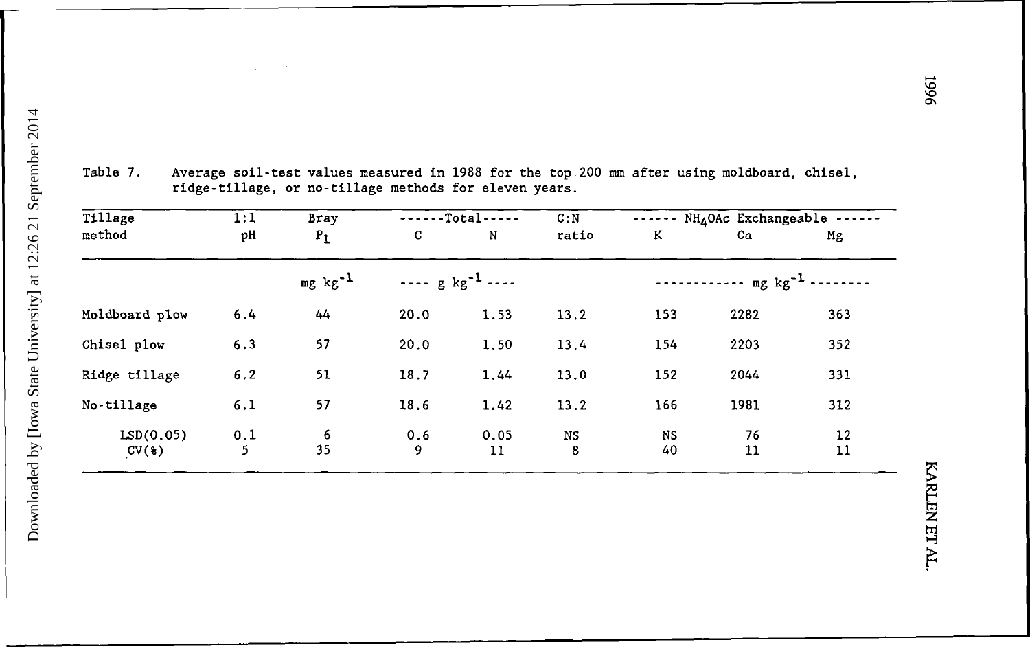Table 7. Average soil-test values measured in 1988 for the top 200 mm after using moldboard, chisel, ridge-tillage, or no-tillage methods for eleven years.

| Tillage method | 1:1 pH | Bray $P_1$ | Total C | Total N | C:N ratio | $NH_4OAc$ Exchangeable K | $NH_4OAc$ Exchangeable Ca | $NH_4OAc$ Exchangeable Mg |
|---|---|---|---|---|---|---|---|---|
| | | mg $kg^{-1}$ | g $kg^{-1}$ | g $kg^{-1}$ | | mg $kg^{-1}$ | mg $kg^{-1}$ | mg $kg^{-1}$ |
| Moldboard plow | 6.4 | 44 | 20.0 | 1.53 | 13.2 | 153 | 2282 | 363 |
| Chisel plow | 6.3 | 57 | 20.0 | 1.50 | 13.4 | 154 | 2203 | 352 |
| Ridge tillage | 6.2 | 51 | 18.7 | 1.44 | 13.0 | 152 | 2044 | 331 |
| No-tillage | 6.1 | 57 | 18.6 | 1.42 | 13.2 | 166 | 1981 | 312 |
| LSD(0.05) | 0.1 | 6 | 0.6 | 0.05 | NS | NS | 76 | 12 |
| CV(%) | 5 | 35 | 9 | 11 | 8 | 40 | 11 | 11 |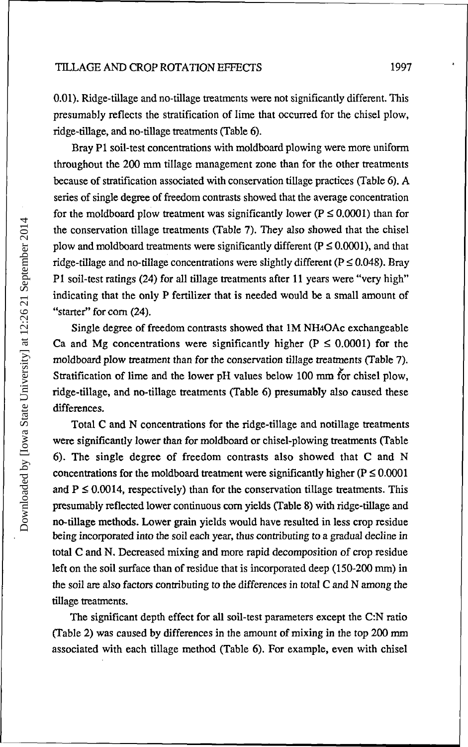0.01). Ridge-tillage and no-tillage treatments were not significantly different. This presumably reflects the stratification of lime that occurred for the chisel plow, ridge-tillage, and no-tillage treatments (Table 6).

Bray P1 soil-test concentrations with moldboard plowing were more uniform throughout the 200 mm tillage management zone than for the other treatments because of stratification associated with conservation tillage practices (Table 6). A series of single degree of freedom contrasts showed that the average concentration for the moldboard plow treatment was significantly lower ($P \leq 0.0001$) than for the conservation tillage treatments (Table 7). They also showed that the chisel plow and moldboard treatments were significantly different ($P \leq 0.0001$), and that ridge-tillage and no-tillage concentrations were slightly different ($P \leq 0.048$). Bray P1 soil-test ratings (24) for all tillage treatments after 11 years were "very high" indicating that the only P fertilizer that is needed would be a small amount of "starter" for corn (24).

Single degree of freedom contrasts showed that 1M $NH_4OAc$ exchangeable Ca and Mg concentrations were significantly higher ($P \leq 0.0001$) for the moldboard plow treatment than for the conservation tillage treatments (Table 7). Stratification of lime and the lower pH values below 100 mm for chisel plow, ridge-tillage, and no-tillage treatments (Table 6) presumably also caused these differences.

Total C and N concentrations for the ridge-tillage and notillage treatments were significantly lower than for moldboard or chisel-plowing treatments (Table 6). The single degree of freedom contrasts also showed that C and N concentrations for the moldboard treatment were significantly higher ($P \leq 0.0001$ and $P \leq 0.0014$, respectively) than for the conservation tillage treatments. This presumably reflected lower continuous corn yields (Table 8) with ridge-tillage and no-tillage methods. Lower grain yields would have resulted in less crop residue being incorporated into the soil each year, thus contributing to a gradual decline in total C and N. Decreased mixing and more rapid decomposition of crop residue left on the soil surface than of residue that is incorporated deep (150-200 mm) in the soil are also factors contributing to the differences in total C and N among the tillage treatments.

The significant depth effect for all soil-test parameters except the C:N ratio (Table 2) was caused by differences in the amount of mixing in the top 200 mm associated with each tillage method (Table 6). For example, even with chisel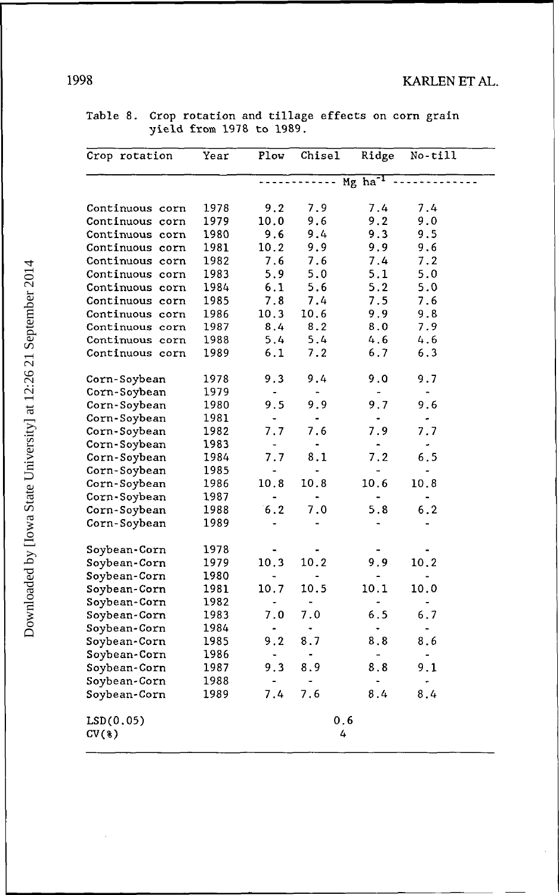Table 8. Crop rotation and tillage effects on corn grain yield from 1978 to 1989.

| Crop rotation | Year | Plow | Chisel | Ridge | No-till |
|---|---|---|---|---|---|
| | | ------------ | Mg ha$^{-1}$ | ------------ | |
| Continuous corn | 1978 | 9.2 | 7.9 | 7.4 | 7.4 |
| Continuous corn | 1979 | 10.0 | 9.6 | 9.2 | 9.0 |
| Continuous corn | 1980 | 9.6 | 9.4 | 9.3 | 9.5 |
| Continuous corn | 1981 | 10.2 | 9.9 | 9.9 | 9.6 |
| Continuous corn | 1982 | 7.6 | 7.6 | 7.4 | 7.2 |
| Continuous corn | 1983 | 5.9 | 5.0 | 5.1 | 5.0 |
| Continuous corn | 1984 | 6.1 | 5.6 | 5.2 | 5.0 |
| Continuous corn | 1985 | 7.8 | 7.4 | 7.5 | 7.6 |
| Continuous corn | 1986 | 10.3 | 10.6 | 9.9 | 9.8 |
| Continuous corn | 1987 | 8.4 | 8.2 | 8.0 | 7.9 |
| Continuous corn | 1988 | 5.4 | 5.4 | 4.6 | 4.6 |
| Continuous corn | 1989 | 6.1 | 7.2 | 6.7 | 6.3 |
| Corn-Soybean | 1978 | 9.3 | 9.4 | 9.0 | 9.7 |
| Corn-Soybean | 1979 | - | - | - | - |
| Corn-Soybean | 1980 | 9.5 | 9.9 | 9.7 | 9.6 |
| Corn-Soybean | 1981 | - | - | - | - |
| Corn-Soybean | 1982 | 7.7 | 7.6 | 7.9 | 7.7 |
| Corn-Soybean | 1983 | - | - | - | - |
| Corn-Soybean | 1984 | 7.7 | 8.1 | 7.2 | 6.5 |
| Corn-Soybean | 1985 | - | - | - | - |
| Corn-Soybean | 1986 | 10.8 | 10.8 | 10.6 | 10.8 |
| Corn-Soybean | 1987 | - | - | - | - |
| Corn-Soybean | 1988 | 6.2 | 7.0 | 5.8 | 6.2 |
| Corn-Soybean | 1989 | - | - | - | - |
| Soybean-Corn | 1978 | - | - | - | - |
| Soybean-Corn | 1979 | 10.3 | 10.2 | 9.9 | 10.2 |
| Soybean-Corn | 1980 | - | - | - | - |
| Soybean-Corn | 1981 | 10.7 | 10.5 | 10.1 | 10.0 |
| Soybean-Corn | 1982 | - | - | - | - |
| Soybean-Corn | 1983 | 7.0 | 7.0 | 6.5 | 6.7 |
| Soybean-Corn | 1984 | - | - | - | - |
| Soybean-Corn | 1985 | 9.2 | 8.7 | 8.8 | 8.6 |
| Soybean-Corn | 1986 | - | - | - | - |
| Soybean-Corn | 1987 | 9.3 | 8.9 | 8.8 | 9.1 |
| Soybean-Corn | 1988 | - | - | - | - |
| Soybean-Corn | 1989 | 7.4 | 7.6 | 8.4 | 8.4 |
| LSD(0.05) | | | 0.6 | | |
| CV(%) | | | 4 | | |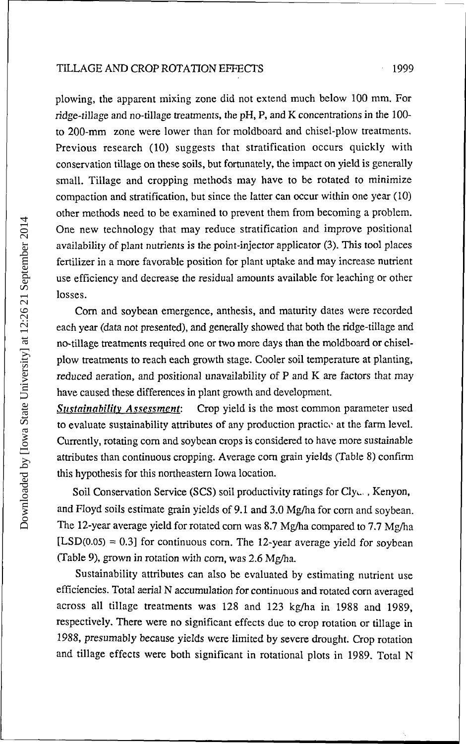plowing, the apparent mixing zone did not extend much below 100 mm. For ridge-tillage and no-tillage treatments, the pH, P, and K concentrations in the 100- to 200-mm zone were lower than for moldboard and chisel-plow treatments. Previous research (10) suggests that stratification occurs quickly with conservation tillage on these soils, but fortunately, the impact on yield is generally small. Tillage and cropping methods may have to be rotated to minimize compaction and stratification, but since the latter can occur within one year (10) other methods need to be examined to prevent them from becoming a problem. One new technology that may reduce stratification and improve positional availability of plant nutrients is the point-injector applicator (3). This tool places fertilizer in a more favorable position for plant uptake and may increase nutrient use efficiency and decrease the residual amounts available for leaching or other losses.

Corn and soybean emergence, anthesis, and maturity dates were recorded each year (data not presented), and generally showed that both the ridge-tillage and no-tillage treatments required one or two more days than the moldboard or chisel-plow treatments to reach each growth stage. Cooler soil temperature at planting, reduced aeration, and positional unavailability of P and K are factors that may have caused these differences in plant growth and development.

***Sustainability Assessment***: Crop yield is the most common parameter used to evaluate sustainability attributes of any production practice at the farm level. Currently, rotating corn and soybean crops is considered to have more sustainable attributes than continuous cropping. Average corn grain yields (Table 8) confirm this hypothesis for this northeastern Iowa location.

Soil Conservation Service (SCS) soil productivity ratings for Clyde, Kenyon, and Floyd soils estimate grain yields of 9.1 and 3.0 Mg/ha for corn and soybean. The 12-year average yield for rotated corn was 8.7 Mg/ha compared to 7.7 Mg/ha [LSD(0.05) = 0.3] for continuous corn. The 12-year average yield for soybean (Table 9), grown in rotation with corn, was 2.6 Mg/ha.

Sustainability attributes can also be evaluated by estimating nutrient use efficiencies. Total aerial N accumulation for continuous and rotated corn averaged across all tillage treatments was 128 and 123 kg/ha in 1988 and 1989, respectively. There were no significant effects due to crop rotation or tillage in 1988, presumably because yields were limited by severe drought. Crop rotation and tillage effects were both significant in rotational plots in 1989. Total N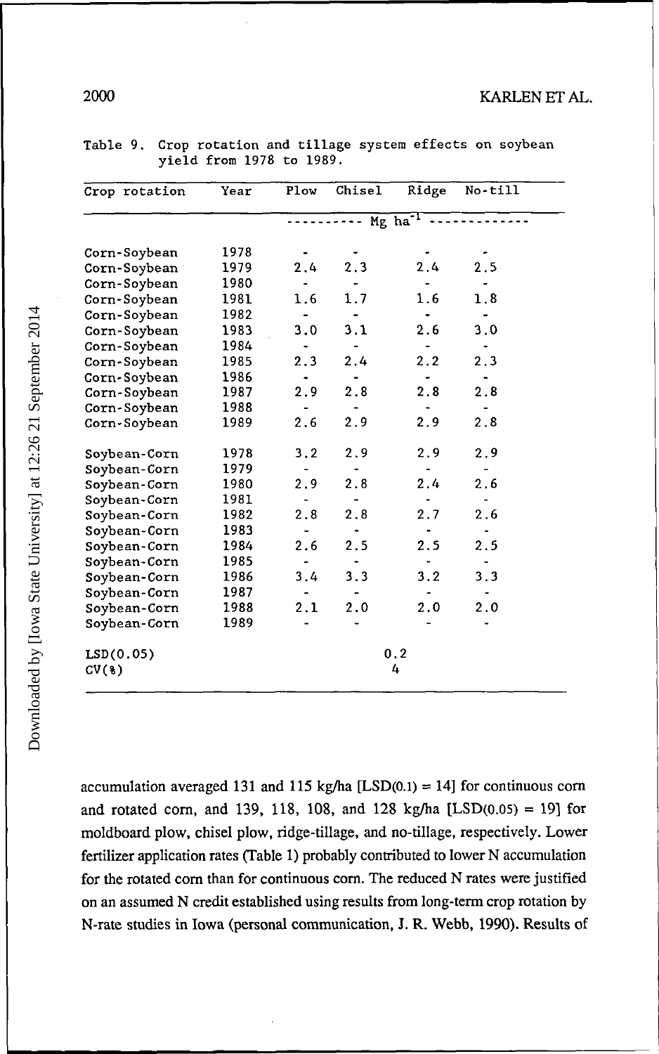Table 9. Crop rotation and tillage system effects on soybean yield from 1978 to 1989.

| Crop rotation | Year | Plow | Chisel | Ridge | No-till |
|---|---|---|---|---|---|
| | | ---------- Mg ha$^{-1}$ | ---------- | | |
| Corn-Soybean | 1978 | - | - | - | - |
| Corn-Soybean | 1979 | 2.4 | 2.3 | 2.4 | 2.5 |
| Corn-Soybean | 1980 | - | - | - | - |
| Corn-Soybean | 1981 | 1.6 | 1.7 | 1.6 | 1.8 |
| Corn-Soybean | 1982 | - | - | - | - |
| Corn-Soybean | 1983 | 3.0 | 3.1 | 2.6 | 3.0 |
| Corn-Soybean | 1984 | - | - | - | - |
| Corn-Soybean | 1985 | 2.3 | 2.4 | 2.2 | 2.3 |
| Corn-Soybean | 1986 | - | - | - | - |
| Corn-Soybean | 1987 | 2.9 | 2.8 | 2.8 | 2.8 |
| Corn-Soybean | 1988 | - | - | - | - |
| Corn-Soybean | 1989 | 2.6 | 2.9 | 2.9 | 2.8 |
| Soybean-Corn | 1978 | 3.2 | 2.9 | 2.9 | 2.9 |
| Soybean-Corn | 1979 | - | - | - | - |
| Soybean-Corn | 1980 | 2.9 | 2.8 | 2.4 | 2.6 |
| Soybean-Corn | 1981 | - | - | - | - |
| Soybean-Corn | 1982 | 2.8 | 2.8 | 2.7 | 2.6 |
| Soybean-Corn | 1983 | - | - | - | - |
| Soybean-Corn | 1984 | 2.6 | 2.5 | 2.5 | 2.5 |
| Soybean-Corn | 1985 | - | - | - | - |
| Soybean-Corn | 1986 | 3.4 | 3.3 | 3.2 | 3.3 |
| Soybean-Corn | 1987 | - | - | - | - |
| Soybean-Corn | 1988 | 2.1 | 2.0 | 2.0 | 2.0 |
| Soybean-Corn | 1989 | - | - | - | - |
| LSD(0.05) | | | 0.2 | | |
| CV(%) | | | 4 | | |

accumulation averaged 131 and 115 kg/ha [LSD(0.1) = 14] for continuous corn and rotated corn, and 139, 118, 108, and 128 kg/ha [LSD(0.05) = 19] for moldboard plow, chisel plow, ridge-tillage, and no-tillage, respectively. Lower fertilizer application rates (Table 1) probably contributed to lower N accumulation for the rotated corn than for continuous corn. The reduced N rates were justified on an assumed N credit established using results from long-term crop rotation by N-rate studies in Iowa (personal communication, J. R. Webb, 1990). Results of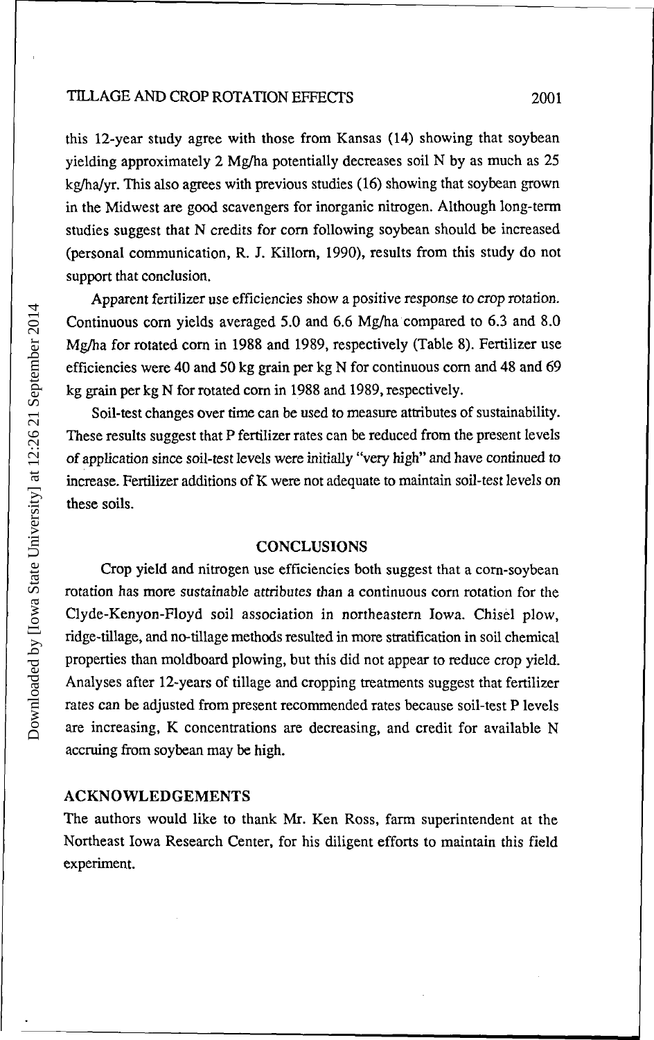this 12-year study agree with those from Kansas (14) showing that soybean yielding approximately 2 Mg/ha potentially decreases soil N by as much as 25 kg/ha/yr. This also agrees with previous studies (16) showing that soybean grown in the Midwest are good scavengers for inorganic nitrogen. Although long-term studies suggest that N credits for corn following soybean should be increased (personal communication, R. J. Killorn, 1990), results from this study do not support that conclusion.

Apparent fertilizer use efficiencies show a positive response to crop rotation. Continuous corn yields averaged 5.0 and 6.6 Mg/ha compared to 6.3 and 8.0 Mg/ha for rotated corn in 1988 and 1989, respectively (Table 8). Fertilizer use efficiencies were 40 and 50 kg grain per kg N for continuous corn and 48 and 69 kg grain per kg N for rotated corn in 1988 and 1989, respectively.

Soil-test changes over time can be used to measure attributes of sustainability. These results suggest that P fertilizer rates can be reduced from the present levels of application since soil-test levels were initially "very high" and have continued to increase. Fertilizer additions of K were not adequate to maintain soil-test levels on these soils.

## CONCLUSIONS

Crop yield and nitrogen use efficiencies both suggest that a corn-soybean rotation has more sustainable attributes than a continuous corn rotation for the Clyde-Kenyon-Floyd soil association in northeastern Iowa. Chisel plow, ridge-tillage, and no-tillage methods resulted in more stratification in soil chemical properties than moldboard plowing, but this did not appear to reduce crop yield. Analyses after 12-years of tillage and cropping treatments suggest that fertilizer rates can be adjusted from present recommended rates because soil-test P levels are increasing, K concentrations are decreasing, and credit for available N accruing from soybean may be high.

## ACKNOWLEDGEMENTS

The authors would like to thank Mr. Ken Ross, farm superintendent at the Northeast Iowa Research Center, for his diligent efforts to maintain this field experiment.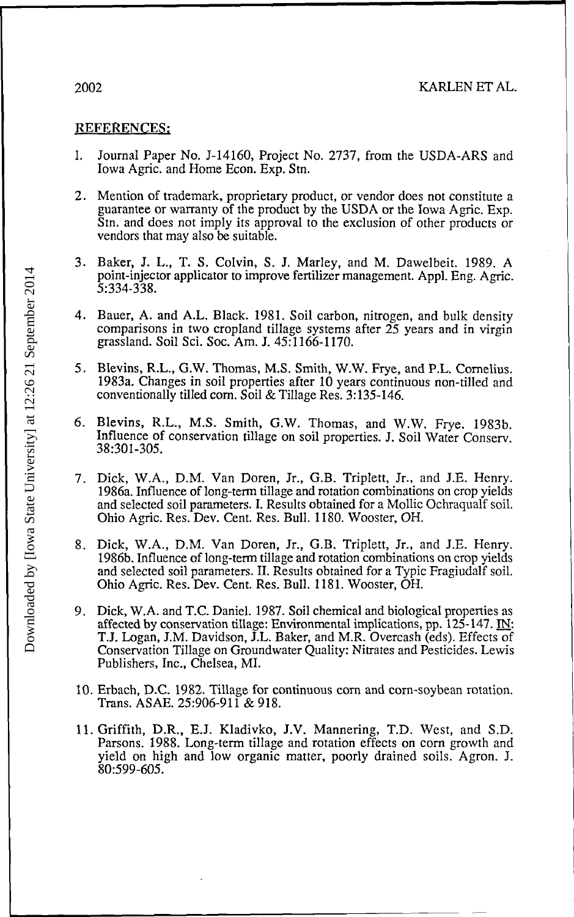## REFERENCES:

1. Journal Paper No. J-14160, Project No. 2737, from the USDA-ARS and Iowa Agric. and Home Econ. Exp. Stn.

2. Mention of trademark, proprietary product, or vendor does not constitute a guarantee or warranty of the product by the USDA or the Iowa Agric. Exp. Stn. and does not imply its approval to the exclusion of other products or vendors that may also be suitable.

3. Baker, J. L., T. S. Colvin, S. J. Marley, and M. Dawelbeit. 1989. A point-injector applicator to improve fertilizer management. Appl. Eng. Agric. 5:334-338.

4. Bauer, A. and A.L. Black. 1981. Soil carbon, nitrogen, and bulk density comparisons in two cropland tillage systems after 25 years and in virgin grassland. Soil Sci. Soc. Am. J. 45:1166-1170.

5. Blevins, R.L., G.W. Thomas, M.S. Smith, W.W. Frye, and P.L. Cornelius. 1983a. Changes in soil properties after 10 years continuous non-tilled and conventionally tilled corn. Soil & Tillage Res. 3:135-146.

6. Blevins, R.L., M.S. Smith, G.W. Thomas, and W.W. Frye. 1983b. Influence of conservation tillage on soil properties. J. Soil Water Conserv. 38:301-305.

7. Dick, W.A., D.M. Van Doren, Jr., G.B. Triplett, Jr., and J.E. Henry. 1986a. Influence of long-term tillage and rotation combinations on crop yields and selected soil parameters. I. Results obtained for a Mollic Ochraqualf soil. Ohio Agric. Res. Dev. Cent. Res. Bull. 1180. Wooster, OH.

8. Dick, W.A., D.M. Van Doren, Jr., G.B. Triplett, Jr., and J.E. Henry. 1986b. Influence of long-term tillage and rotation combinations on crop yields and selected soil parameters. II. Results obtained for a Typic Fragiudalf soil. Ohio Agric. Res. Dev. Cent. Res. Bull. 1181. Wooster, OH.

9. Dick, W.A. and T.C. Daniel. 1987. Soil chemical and biological properties as affected by conservation tillage: Environmental implications, pp. 125-147. IN: T.J. Logan, J.M. Davidson, J.L. Baker, and M.R. Overcash (eds). Effects of Conservation Tillage on Groundwater Quality: Nitrates and Pesticides. Lewis Publishers, Inc., Chelsea, MI.

10. Erbach, D.C. 1982. Tillage for continuous corn and corn-soybean rotation. Trans. ASAE. 25:906-911 & 918.

11. Griffith, D.R., E.J. Kladivko, J.V. Mannering, T.D. West, and S.D. Parsons. 1988. Long-term tillage and rotation effects on corn growth and yield on high and low organic matter, poorly drained soils. Agron. J. 80:599-605.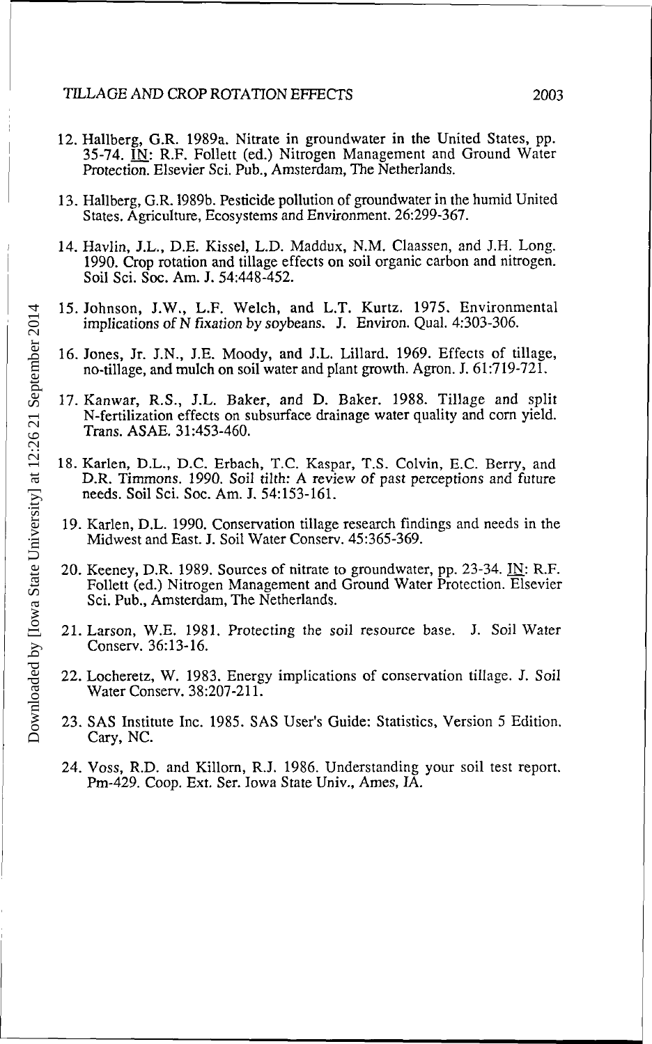12. Hallberg, G.R. 1989a. Nitrate in groundwater in the United States, pp. 35-74. IN: R.F. Follett (ed.) Nitrogen Management and Ground Water Protection. Elsevier Sci. Pub., Amsterdam, The Netherlands.

13. Hallberg, G.R. 1989b. Pesticide pollution of groundwater in the humid United States. Agriculture, Ecosystems and Environment. 26:299-367.

14. Havlin, J.L., D.E. Kissel, L.D. Maddux, N.M. Claassen, and J.H. Long. 1990. Crop rotation and tillage effects on soil organic carbon and nitrogen. Soil Sci. Soc. Am. J. 54:448-452.

15. Johnson, J.W., L.F. Welch, and L.T. Kurtz. 1975. Environmental implications of N fixation by soybeans. J. Environ. Qual. 4:303-306.

16. Jones, Jr. J.N., J.E. Moody, and J.L. Lillard. 1969. Effects of tillage, no-tillage, and mulch on soil water and plant growth. Agron. J. 61:719-721.

17. Kanwar, R.S., J.L. Baker, and D. Baker. 1988. Tillage and split N-fertilization effects on subsurface drainage water quality and corn yield. Trans. ASAE. 31:453-460.

18. Karlen, D.L., D.C. Erbach, T.C. Kaspar, T.S. Colvin, E.C. Berry, and D.R. Timmons. 1990. Soil tilth: A review of past perceptions and future needs. Soil Sci. Soc. Am. J. 54:153-161.

19. Karlen, D.L. 1990. Conservation tillage research findings and needs in the Midwest and East. J. Soil Water Conserv. 45:365-369.

20. Keeney, D.R. 1989. Sources of nitrate to groundwater, pp. 23-34. IN: R.F. Follett (ed.) Nitrogen Management and Ground Water Protection. Elsevier Sci. Pub., Amsterdam, The Netherlands.

21. Larson, W.E. 1981. Protecting the soil resource base. J. Soil Water Conserv. 36:13-16.

22. Locheretz, W. 1983. Energy implications of conservation tillage. J. Soil Water Conserv. 38:207-211.

23. SAS Institute Inc. 1985. SAS User's Guide: Statistics, Version 5 Edition. Cary, NC.

24. Voss, R.D. and Killorn, R.J. 1986. Understanding your soil test report. Pm-429. Coop. Ext. Ser. Iowa State Univ., Ames, IA.